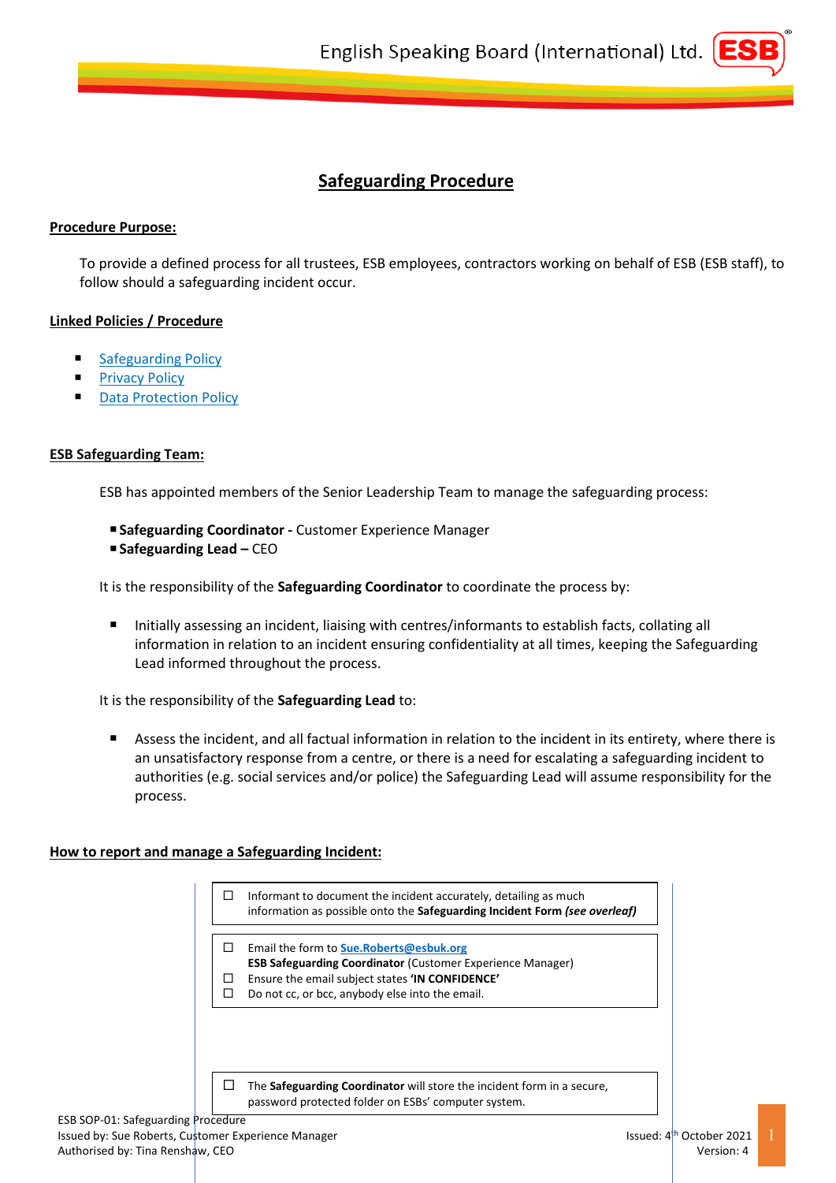# Safeguarding Procedure

**Procedure Purpose:**

To provide a defined process for all trustees, ESB employees, contractors working on behalf of ESB (ESB staff), to follow should a safeguarding incident occur.

**Linked Policies / Procedure**

- Safeguarding Policy
- Privacy Policy
- Data Protection Policy

**ESB Safeguarding Team:**

ESB has appointed members of the Senior Leadership Team to manage the safeguarding process:

- **Safeguarding Coordinator -** Customer Experience Manager
- **Safeguarding Lead –** CEO

It is the responsibility of the **Safeguarding Coordinator** to coordinate the process by:

- Initially assessing an incident, liaising with centres/informants to establish facts, collating all information in relation to an incident ensuring confidentiality at all times, keeping the Safeguarding Lead informed throughout the process.

It is the responsibility of the **Safeguarding Lead** to:

- Assess the incident, and all factual information in relation to the incident in its entirety, where there is an unsatisfactory response from a centre, or there is a need for escalating a safeguarding incident to authorities (e.g. social services and/or police) the Safeguarding Lead will assume responsibility for the process.

**How to report and manage a Safeguarding Incident:**

- ☐ Informant to document the incident accurately, detailing as much information as possible onto the **Safeguarding Incident Form** ***(see overleaf)***

- ☐ Email the form to **Sue.Roberts@esbuk.org**
  **ESB Safeguarding Coordinator** (Customer Experience Manager)
- ☐ Ensure the email subject states **'IN CONFIDENCE'**
- ☐ Do not cc, or bcc, anybody else into the email.

- ☐ The **Safeguarding Coordinator** will store the incident form in a secure, password protected folder on ESBs' computer system.

ESB SOP-01: Safeguarding Procedure
Issued by: Sue Roberts, Customer Experience Manager
Authorised by: Tina Renshaw, CEO

Issued: 4th October 2021
Version: 4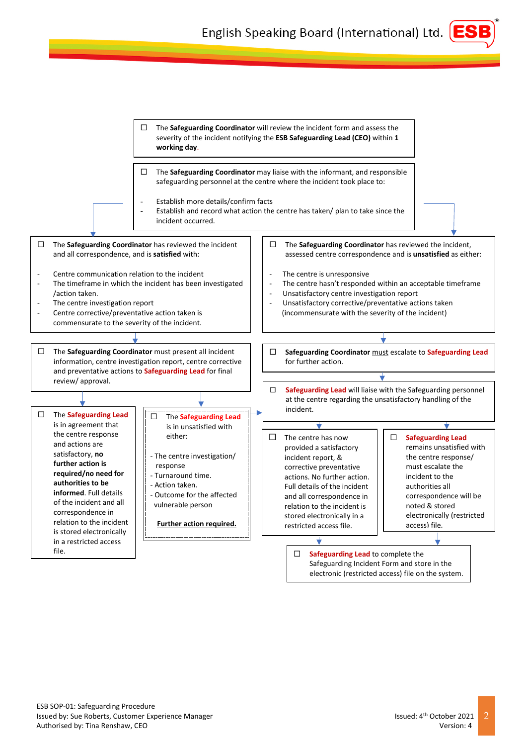- [ ] The **Safeguarding Coordinator** will review the incident form and assess the severity of the incident notifying the **ESB Safeguarding Lead (CEO)** within **1 working day**.

- [ ] The **Safeguarding Coordinator** may liaise with the informant, and responsible safeguarding personnel at the centre where the incident took place to:

  - Establish more details/confirm facts
  - Establish and record what action the centre has taken/ plan to take since the incident occurred.

- [ ] The **Safeguarding Coordinator** has reviewed the incident and all correspondence, and is **satisfied** with:

  - Centre communication relation to the incident
  - The timeframe in which the incident has been investigated /action taken.
  - The centre investigation report
  - Centre corrective/preventative action taken is commensurate to the severity of the incident.

- [ ] The **Safeguarding Coordinator** must present all incident information, centre investigation report, centre corrective and preventative actions to **Safeguarding Lead** for final review/ approval.

- [ ] The **Safeguarding Lead** is in agreement that the centre response and actions are satisfactory, **no further action is required/no need for authorities to be informed**. Full details of the incident and all correspondence in relation to the incident is stored electronically in a restricted access file.

- [ ] The **Safeguarding Lead** is in unsatisfied with either:

  - The centre investigation/ response
  - Turnaround time.
  - Action taken.
  - Outcome for the affected vulnerable person

  **Further action required.**

- [ ] The **Safeguarding Coordinator** has reviewed the incident, assessed centre correspondence and is **unsatisfied** as either:

  - The centre is unresponsive
  - The centre hasn't responded within an acceptable timeframe
  - Unsatisfactory centre investigation report
  - Unsatisfactory corrective/preventative actions taken (incommensurate with the severity of the incident)

- [ ] **Safeguarding Coordinator** must escalate to **Safeguarding Lead** for further action.

- [ ] **Safeguarding Lead** will liaise with the Safeguarding personnel at the centre regarding the unsatisfactory handling of the incident.

- [ ] The centre has now provided a satisfactory incident report, & corrective preventative actions. No further action. Full details of the incident and all correspondence in relation to the incident is stored electronically in a restricted access file.

- [ ] **Safeguarding Lead** remains unsatisfied with the centre response/ must escalate the incident to the authorities all correspondence will be noted & stored electronically (restricted access) file.

- [ ] **Safeguarding Lead** to complete the Safeguarding Incident Form and store in the electronic (restricted access) file on the system.

ESB SOP-01: Safeguarding Procedure
Issued by: Sue Roberts, Customer Experience Manager
Authorised by: Tina Renshaw, CEO

Issued: 4th October 2021
Version: 4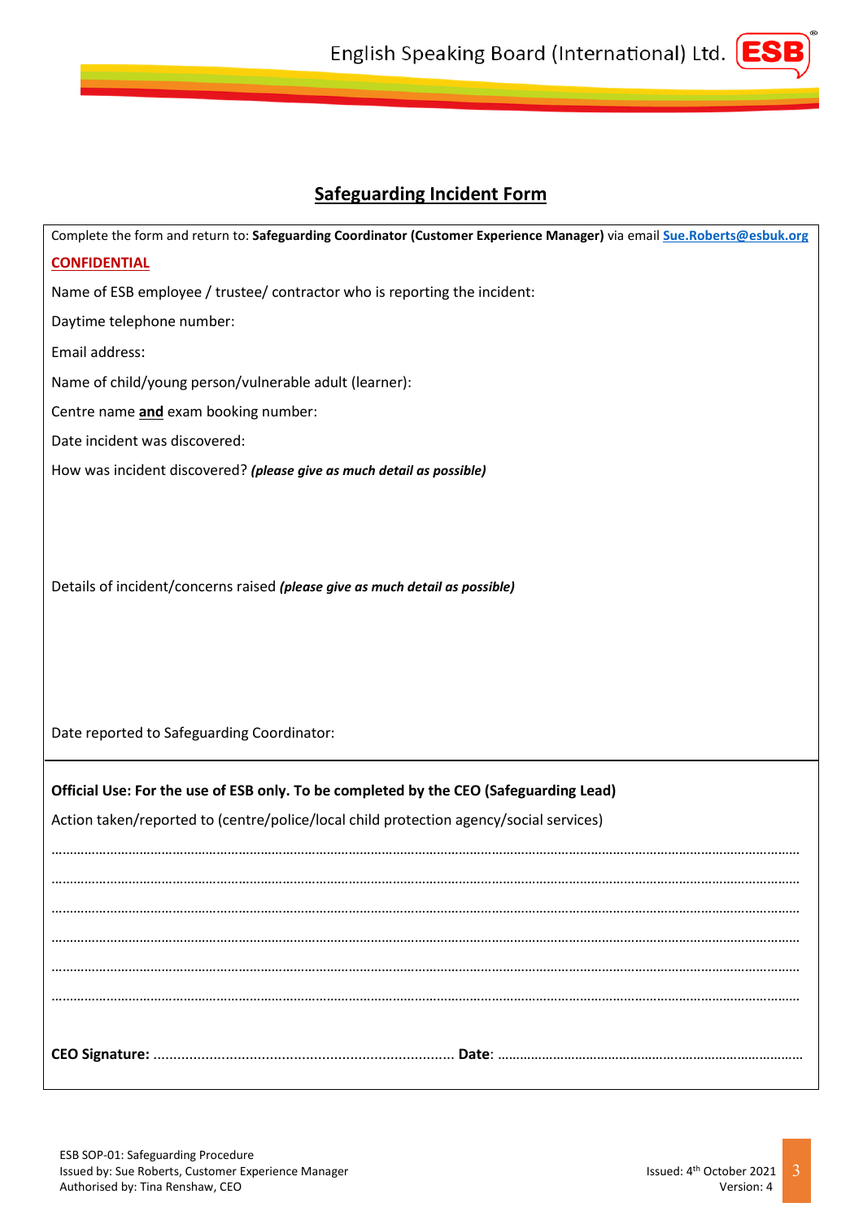## Safeguarding Incident Form

Complete the form and return to: **Safeguarding Coordinator (Customer Experience Manager)** via email **Sue.Roberts@esbuk.org**

**CONFIDENTIAL**

Name of ESB employee / trustee/ contractor who is reporting the incident:

Daytime telephone number:

Email address:

Name of child/young person/vulnerable adult (learner):

Centre name **and** exam booking number:

Date incident was discovered:

How was incident discovered? ***(please give as much detail as possible)***

Details of incident/concerns raised ***(please give as much detail as possible)***

Date reported to Safeguarding Coordinator:

**Official Use: For the use of ESB only. To be completed by the CEO (Safeguarding Lead)**

Action taken/reported to (centre/police/local child protection agency/social services)

……………………………………………………………………………………………………………………………………………………………………

……………………………………………………………………………………………………………………………………………………………………

……………………………………………………………………………………………………………………………………………………………………

……………………………………………………………………………………………………………………………………………………………………

……………………………………………………………………………………………………………………………………………………………………

……………………………………………………………………………………………………………………………………………………………………

**CEO Signature:** ………………………………………………………………… **Date**: ………………………………………………………………………

ESB SOP-01: Safeguarding Procedure
Issued by: Sue Roberts, Customer Experience Manager
Authorised by: Tina Renshaw, CEO

Issued: 4th October 2021
Version: 4